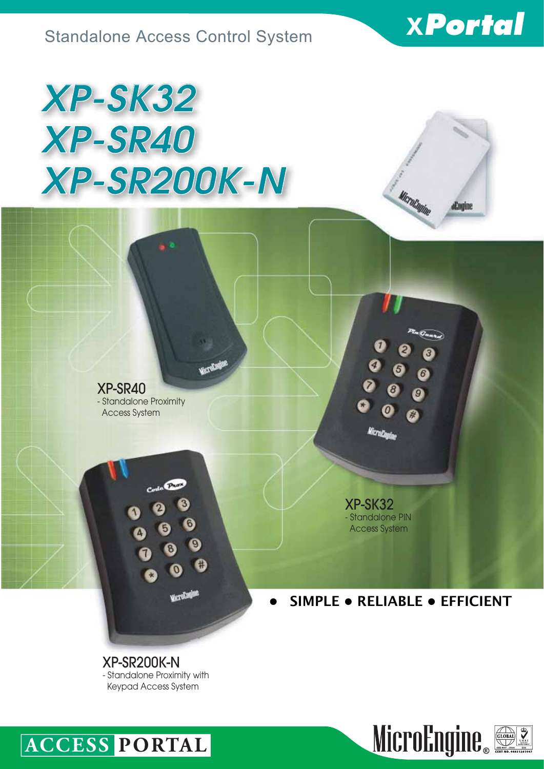Standalone Access Control System

xPortal

# XP-SK32
# XP-SR40
# XP-SR200K-N

**XP-SR40**
- Standalone Proximity Access System

**XP-SK32**
- Standalone PIN Access System

**XP-SR200K-N**
- Standalone Proximity with Keypad Access System

● **SIMPLE ● RELIABLE ● EFFICIENT**

ACCESS PORTAL

MicroEngine®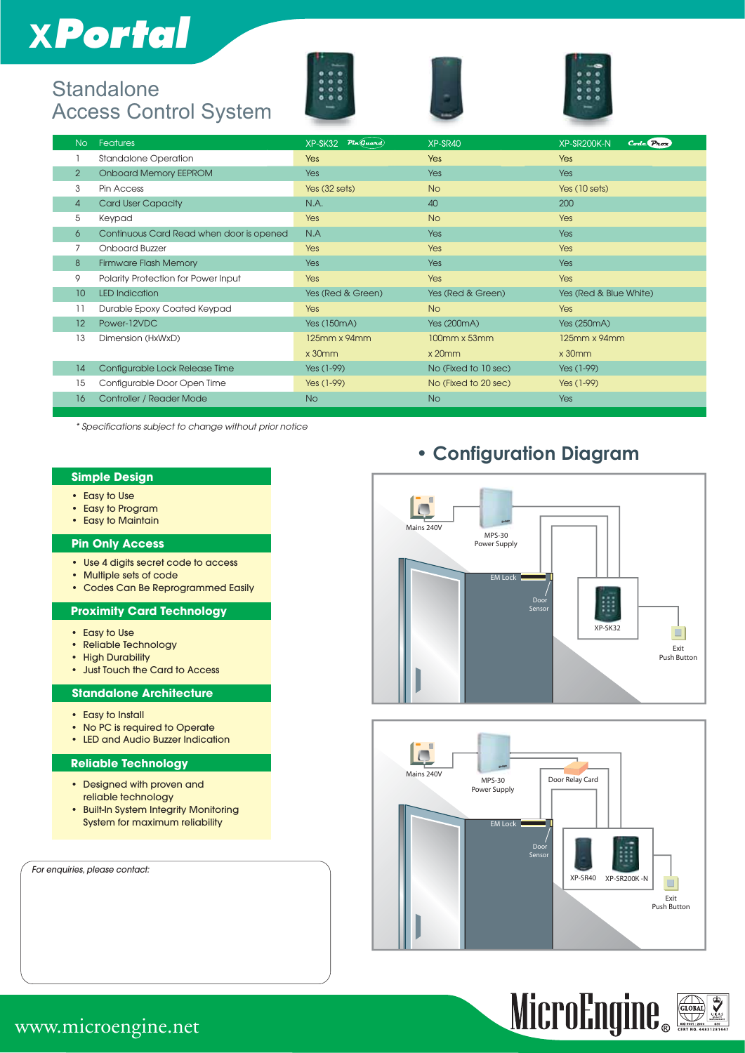# xPortal

## Standalone Access Control System

| No | Features | XP-SK32 PinGuard | XP-SR40 | XP-SR200K-N CodeProx |
|---|---|---|---|---|
| 1 | Standalone Operation | Yes | Yes | Yes |
| 2 | Onboard Memory EEPROM | Yes | Yes | Yes |
| 3 | Pin Access | Yes (32 sets) | No | Yes (10 sets) |
| 4 | Card User Capacity | N.A. | 40 | 200 |
| 5 | Keypad | Yes | No | Yes |
| 6 | Continuous Card Read when door is opened | N.A | Yes | Yes |
| 7 | Onboard Buzzer | Yes | Yes | Yes |
| 8 | Firmware Flash Memory | Yes | Yes | Yes |
| 9 | Polarity Protection for Power Input | Yes | Yes | Yes |
| 10 | LED Indication | Yes (Red & Green) | Yes (Red & Green) | Yes (Red & Blue White) |
| 11 | Durable Epoxy Coated Keypad | Yes | No | Yes |
| 12 | Power-12VDC | Yes (150mA) | Yes (200mA) | Yes (250mA) |
| 13 | Dimension (HxWxD) | 125mm x 94mm x 30mm | 100mm x 53mm x 20mm | 125mm x 94mm x 30mm |
| 14 | Configurable Lock Release Time | Yes (1-99) | No (Fixed to 10 sec) | Yes (1-99) |
| 15 | Configurable Door Open Time | Yes (1-99) | No (Fixed to 20 sec) | Yes (1-99) |
| 16 | Controller / Reader Mode | No | No | Yes |

*\* Specifications subject to change without prior notice*

### Simple Design

- Easy to Use
- Easy to Program
- Easy to Maintain

### Pin Only Access

- Use 4 digits secret code to access
- Multiple sets of code
- Codes Can Be Reprogrammed Easily

### Proximity Card Technology

- Easy to Use
- Reliable Technology
- High Durability
- Just Touch the Card to Access

### Standalone Architecture

- Easy to Install
- No PC is required to Operate
- LED and Audio Buzzer Indication

### Reliable Technology

- Designed with proven and reliable technology
- Built-In System Integrity Monitoring System for maximum reliability

*For enquiries, please contact:*

## • Configuration Diagram

Mains 240V
MPS-30 Power Supply
EM Lock
Door Sensor
XP-SK32
Exit Push Button

Mains 240V
MPS-30 Power Supply
Door Relay Card
EM Lock
Door Sensor
XP-SR40
XP-SR200K -N
Exit Push Button

www.microengine.net

MicroEngine®